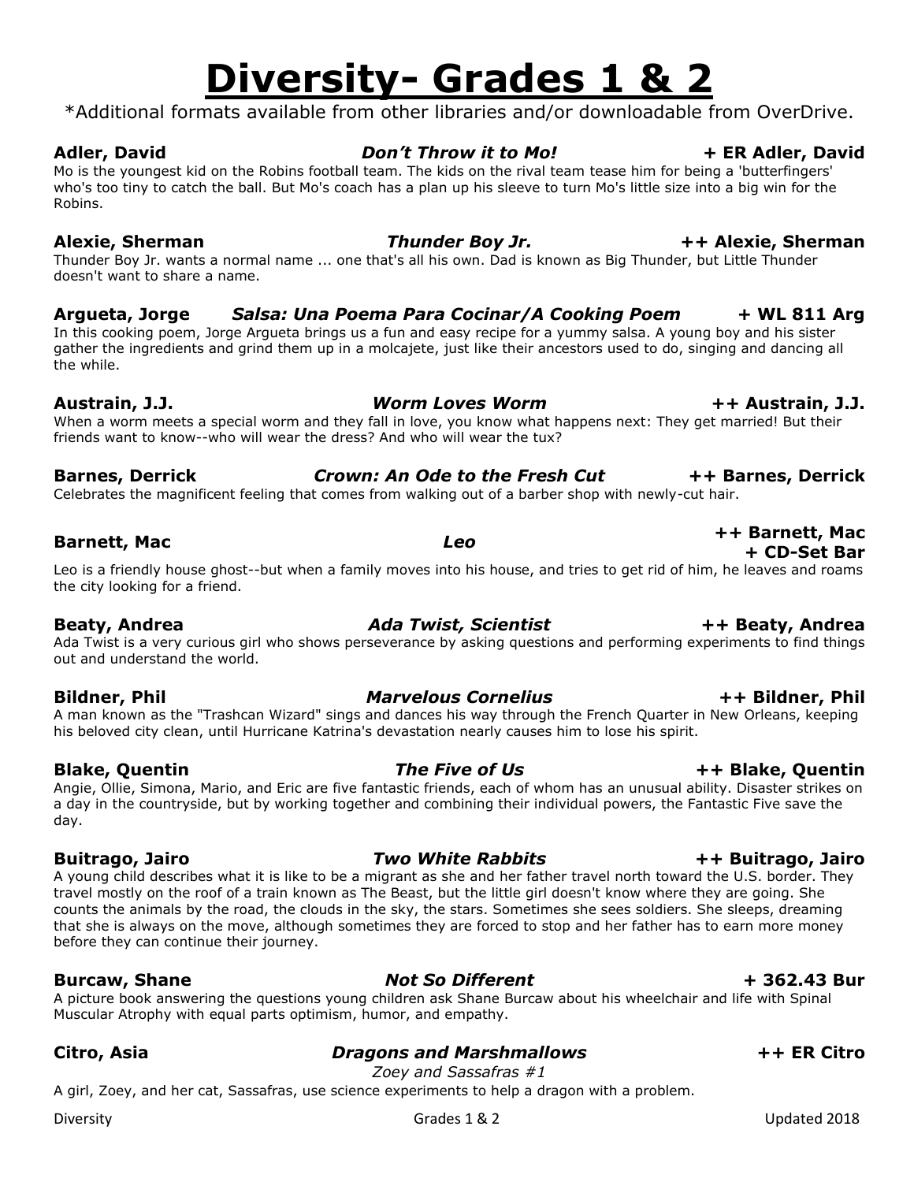# Diversity- Grades 1 & 2

*Additional formats available from other libraries and/or downloadable from OverDrive.

**Adler, David** — ***Don't Throw it to Mo!*** — **+ ER Adler, David**

Mo is the youngest kid on the Robins football team. The kids on the rival team tease him for being a 'butterfingers' who's too tiny to catch the ball. But Mo's coach has a plan up his sleeve to turn Mo's little size into a big win for the Robins.

**Alexie, Sherman** — ***Thunder Boy Jr.*** — **++ Alexie, Sherman**

Thunder Boy Jr. wants a normal name ... one that's all his own. Dad is known as Big Thunder, but Little Thunder doesn't want to share a name.

**Argueta, Jorge** — ***Salsa: Una Poema Para Cocinar/A Cooking Poem*** — **+ WL 811 Arg**

In this cooking poem, Jorge Argueta brings us a fun and easy recipe for a yummy salsa. A young boy and his sister gather the ingredients and grind them up in a molcajete, just like their ancestors used to do, singing and dancing all the while.

**Austrain, J.J.** — ***Worm Loves Worm*** — **++ Austrain, J.J.**

When a worm meets a special worm and they fall in love, you know what happens next: They get married! But their friends want to know--who will wear the dress? And who will wear the tux?

**Barnes, Derrick** — ***Crown: An Ode to the Fresh Cut*** — **++ Barnes, Derrick**

Celebrates the magnificent feeling that comes from walking out of a barber shop with newly-cut hair.

**Barnett, Mac** — ***Leo*** — **++ Barnett, Mac + CD-Set Bar**

Leo is a friendly house ghost--but when a family moves into his house, and tries to get rid of him, he leaves and roams the city looking for a friend.

**Beaty, Andrea** — ***Ada Twist, Scientist*** — **++ Beaty, Andrea**

Ada Twist is a very curious girl who shows perseverance by asking questions and performing experiments to find things out and understand the world.

**Bildner, Phil** — ***Marvelous Cornelius*** — **++ Bildner, Phil**

A man known as the "Trashcan Wizard" sings and dances his way through the French Quarter in New Orleans, keeping his beloved city clean, until Hurricane Katrina's devastation nearly causes him to lose his spirit.

**Blake, Quentin** — ***The Five of Us*** — **++ Blake, Quentin**

Angie, Ollie, Simona, Mario, and Eric are five fantastic friends, each of whom has an unusual ability. Disaster strikes on a day in the countryside, but by working together and combining their individual powers, the Fantastic Five save the day.

**Buitrago, Jairo** — ***Two White Rabbits*** — **++ Buitrago, Jairo**

A young child describes what it is like to be a migrant as she and her father travel north toward the U.S. border. They travel mostly on the roof of a train known as The Beast, but the little girl doesn't know where they are going. She counts the animals by the road, the clouds in the sky, the stars. Sometimes she sees soldiers. She sleeps, dreaming that she is always on the move, although sometimes they are forced to stop and her father has to earn more money before they can continue their journey.

**Burcaw, Shane** — ***Not So Different*** — **+ 362.43 Bur**

A picture book answering the questions young children ask Shane Burcaw about his wheelchair and life with Spinal Muscular Atrophy with equal parts optimism, humor, and empathy.

**Citro, Asia** — ***Dragons and Marshmallows*** — **++ ER Citro**

*Zoey and Sassafras #1*

A girl, Zoey, and her cat, Sassafras, use science experiments to help a dragon with a problem.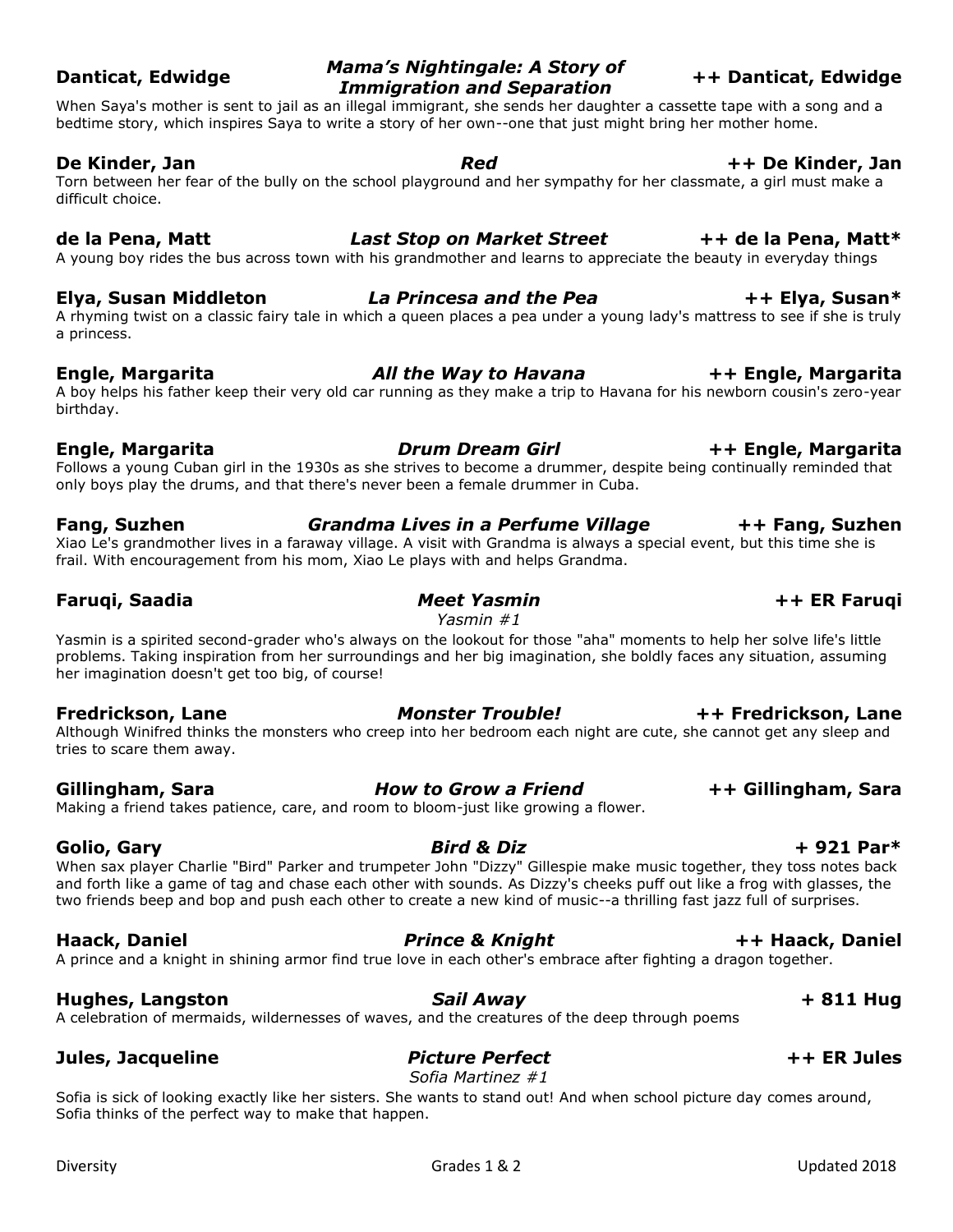**Danticat, Edwidge** — ***Mama's Nightingale: A Story of Immigration and Separation*** — **++ Danticat, Edwidge**

When Saya's mother is sent to jail as an illegal immigrant, she sends her daughter a cassette tape with a song and a bedtime story, which inspires Saya to write a story of her own--one that just might bring her mother home.

**De Kinder, Jan** — ***Red*** — **++ De Kinder, Jan**

Torn between her fear of the bully on the school playground and her sympathy for her classmate, a girl must make a difficult choice.

**de la Pena, Matt** — ***Last Stop on Market Street*** — **++ de la Pena, Matt***

A young boy rides the bus across town with his grandmother and learns to appreciate the beauty in everyday things

**Elya, Susan Middleton** — ***La Princesa and the Pea*** — **++ Elya, Susan***

A rhyming twist on a classic fairy tale in which a queen places a pea under a young lady's mattress to see if she is truly a princess.

**Engle, Margarita** — ***All the Way to Havana*** — **++ Engle, Margarita**

A boy helps his father keep their very old car running as they make a trip to Havana for his newborn cousin's zero-year birthday.

**Engle, Margarita** — ***Drum Dream Girl*** — **++ Engle, Margarita**

Follows a young Cuban girl in the 1930s as she strives to become a drummer, despite being continually reminded that only boys play the drums, and that there's never been a female drummer in Cuba.

**Fang, Suzhen** — ***Grandma Lives in a Perfume Village*** — **++ Fang, Suzhen**

Xiao Le's grandmother lives in a faraway village. A visit with Grandma is always a special event, but this time she is frail. With encouragement from his mom, Xiao Le plays with and helps Grandma.

**Faruqi, Saadia** — ***Meet Yasmin*** — **++ ER Faruqi**

*Yasmin #1*

Yasmin is a spirited second-grader who's always on the lookout for those "aha" moments to help her solve life's little problems. Taking inspiration from her surroundings and her big imagination, she boldly faces any situation, assuming her imagination doesn't get too big, of course!

**Fredrickson, Lane** — ***Monster Trouble!*** — **++ Fredrickson, Lane**

Although Winifred thinks the monsters who creep into her bedroom each night are cute, she cannot get any sleep and tries to scare them away.

**Gillingham, Sara** — ***How to Grow a Friend*** — **++ Gillingham, Sara**

Making a friend takes patience, care, and room to bloom-just like growing a flower.

**Golio, Gary** — ***Bird & Diz*** — **+ 921 Par***

When sax player Charlie "Bird" Parker and trumpeter John "Dizzy" Gillespie make music together, they toss notes back and forth like a game of tag and chase each other with sounds. As Dizzy's cheeks puff out like a frog with glasses, the two friends beep and bop and push each other to create a new kind of music--a thrilling fast jazz full of surprises.

**Haack, Daniel** — ***Prince & Knight*** — **++ Haack, Daniel**

A prince and a knight in shining armor find true love in each other's embrace after fighting a dragon together.

**Hughes, Langston** — ***Sail Away*** — **+ 811 Hug**

A celebration of mermaids, wildernesses of waves, and the creatures of the deep through poems

**Jules, Jacqueline** — ***Picture Perfect*** — **++ ER Jules**

*Sofia Martinez #1*

Sofia is sick of looking exactly like her sisters. She wants to stand out! And when school picture day comes around, Sofia thinks of the perfect way to make that happen.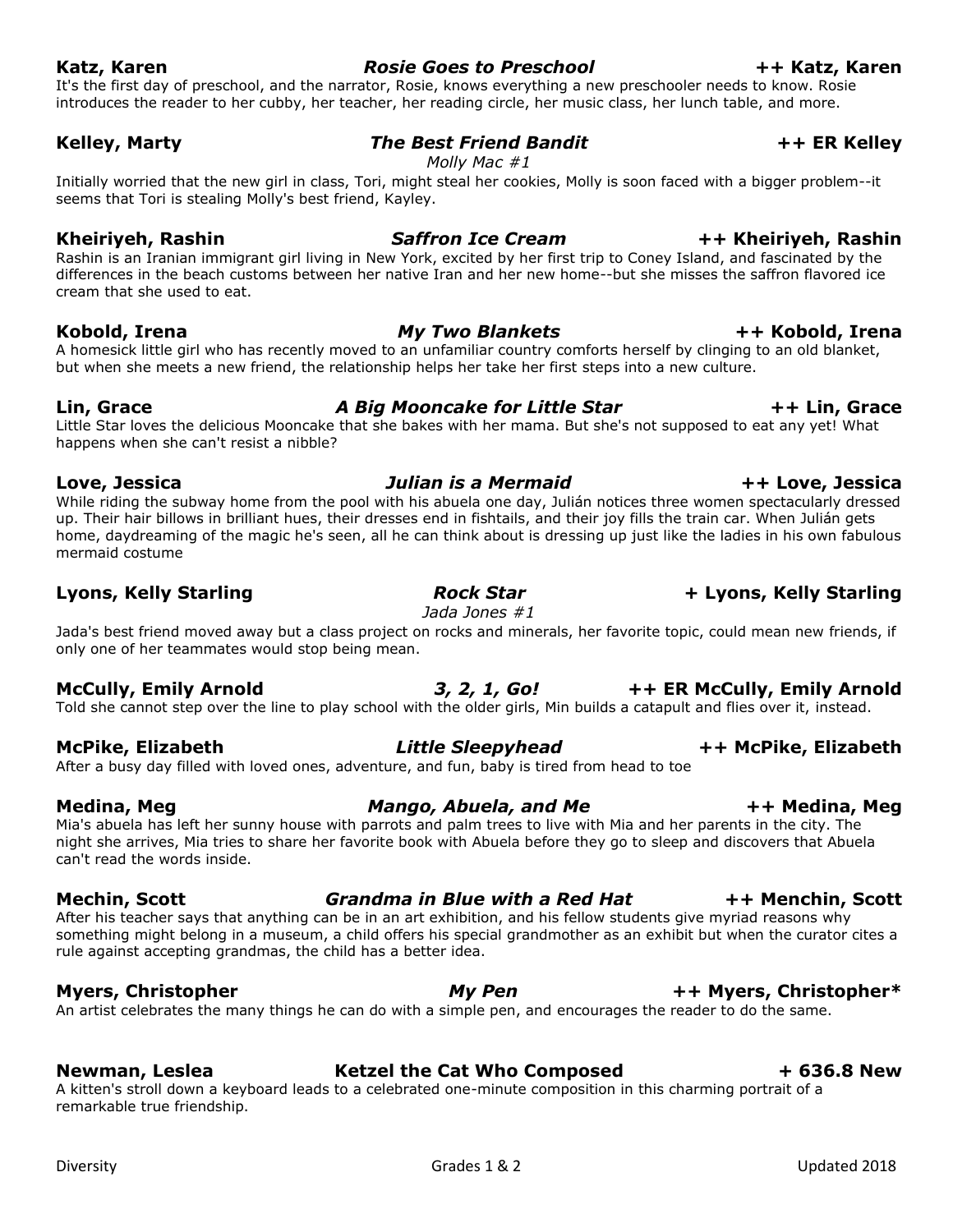**Katz, Karen** — ***Rosie Goes to Preschool*** — **++ Katz, Karen**

It's the first day of preschool, and the narrator, Rosie, knows everything a new preschooler needs to know. Rosie introduces the reader to her cubby, her teacher, her reading circle, her music class, her lunch table, and more.

**Kelley, Marty** — ***The Best Friend Bandit*** — **++ ER Kelley**

*Molly Mac #1*

Initially worried that the new girl in class, Tori, might steal her cookies, Molly is soon faced with a bigger problem--it seems that Tori is stealing Molly's best friend, Kayley.

**Kheiriyeh, Rashin** — ***Saffron Ice Cream*** — **++ Kheiriyeh, Rashin**

Rashin is an Iranian immigrant girl living in New York, excited by her first trip to Coney Island, and fascinated by the differences in the beach customs between her native Iran and her new home--but she misses the saffron flavored ice cream that she used to eat.

**Kobold, Irena** — ***My Two Blankets*** — **++ Kobold, Irena**

A homesick little girl who has recently moved to an unfamiliar country comforts herself by clinging to an old blanket, but when she meets a new friend, the relationship helps her take her first steps into a new culture.

**Lin, Grace** — ***A Big Mooncake for Little Star*** — **++ Lin, Grace**

Little Star loves the delicious Mooncake that she bakes with her mama. But she's not supposed to eat any yet! What happens when she can't resist a nibble?

**Love, Jessica** — ***Julian is a Mermaid*** — **++ Love, Jessica**

While riding the subway home from the pool with his abuela one day, Julián notices three women spectacularly dressed up. Their hair billows in brilliant hues, their dresses end in fishtails, and their joy fills the train car. When Julián gets home, daydreaming of the magic he's seen, all he can think about is dressing up just like the ladies in his own fabulous mermaid costume

**Lyons, Kelly Starling** — ***Rock Star*** — **+ Lyons, Kelly Starling**

*Jada Jones #1*

Jada's best friend moved away but a class project on rocks and minerals, her favorite topic, could mean new friends, if only one of her teammates would stop being mean.

**McCully, Emily Arnold** — ***3, 2, 1, Go!*** — **++ ER McCully, Emily Arnold**

Told she cannot step over the line to play school with the older girls, Min builds a catapult and flies over it, instead.

**McPike, Elizabeth** — ***Little Sleepyhead*** — **++ McPike, Elizabeth**

After a busy day filled with loved ones, adventure, and fun, baby is tired from head to toe

**Medina, Meg** — ***Mango, Abuela, and Me*** — **++ Medina, Meg**

Mia's abuela has left her sunny house with parrots and palm trees to live with Mia and her parents in the city. The night she arrives, Mia tries to share her favorite book with Abuela before they go to sleep and discovers that Abuela can't read the words inside.

**Mechin, Scott** — ***Grandma in Blue with a Red Hat*** — **++ Menchin, Scott**

After his teacher says that anything can be in an art exhibition, and his fellow students give myriad reasons why something might belong in a museum, a child offers his special grandmother as an exhibit but when the curator cites a rule against accepting grandmas, the child has a better idea.

**Myers, Christopher** — ***My Pen*** — **++ Myers, Christopher***

An artist celebrates the many things he can do with a simple pen, and encourages the reader to do the same.

**Newman, Leslea** — **Ketzel the Cat Who Composed** — **+ 636.8 New**

A kitten's stroll down a keyboard leads to a celebrated one-minute composition in this charming portrait of a remarkable true friendship.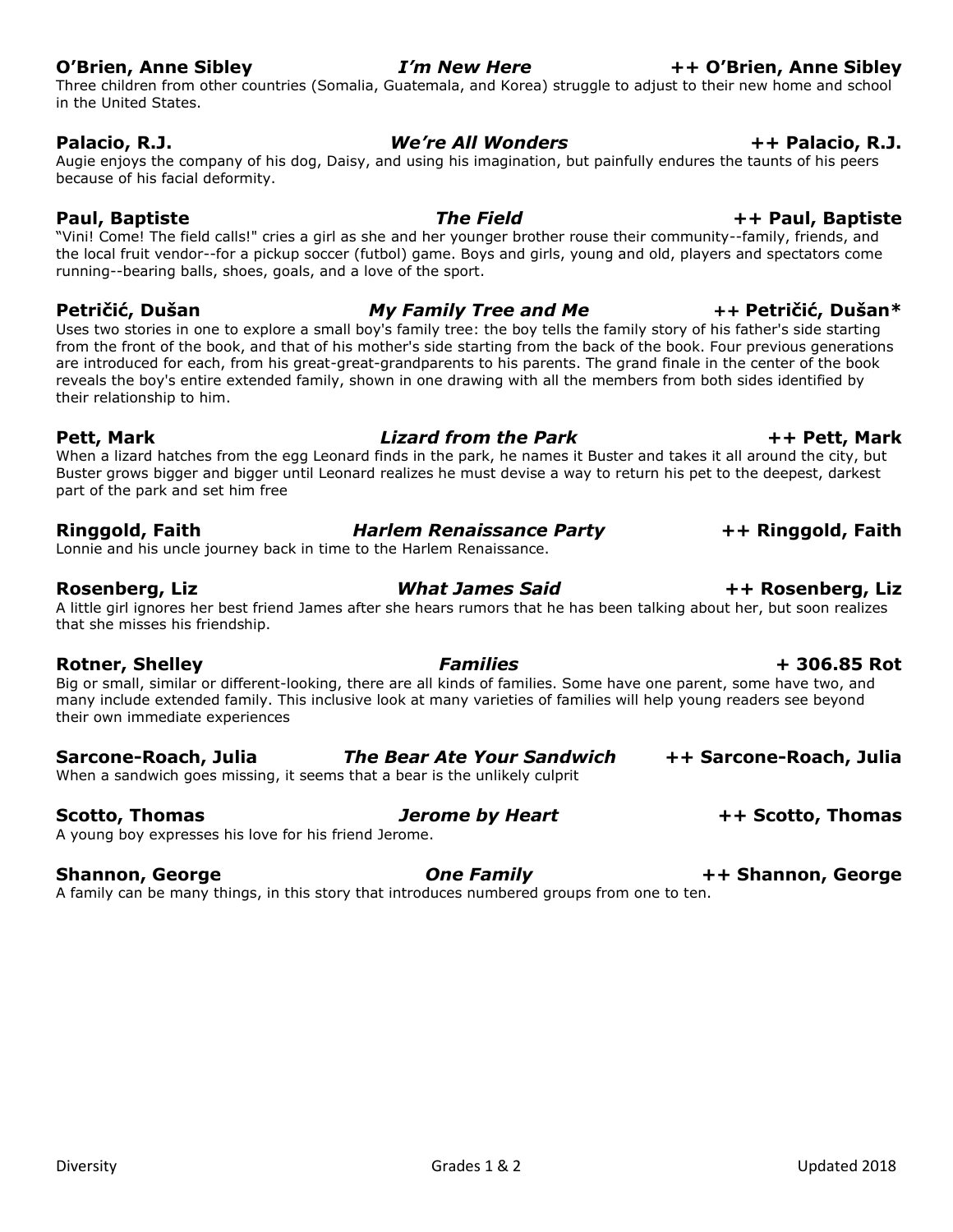**O'Brien, Anne Sibley** ***I'm New Here*** **++ O'Brien, Anne Sibley**
Three children from other countries (Somalia, Guatemala, and Korea) struggle to adjust to their new home and school in the United States.

**Palacio, R.J.** ***We're All Wonders*** **++ Palacio, R.J.**
Augie enjoys the company of his dog, Daisy, and using his imagination, but painfully endures the taunts of his peers because of his facial deformity.

**Paul, Baptiste** ***The Field*** **++ Paul, Baptiste**
"Vini! Come! The field calls!" cries a girl as she and her younger brother rouse their community--family, friends, and the local fruit vendor--for a pickup soccer (futbol) game. Boys and girls, young and old, players and spectators come running--bearing balls, shoes, goals, and a love of the sport.

**Petričić, Dušan** ***My Family Tree and Me*** **++ Petričić, Dušan***
Uses two stories in one to explore a small boy's family tree: the boy tells the family story of his father's side starting from the front of the book, and that of his mother's side starting from the back of the book. Four previous generations are introduced for each, from his great-great-grandparents to his parents. The grand finale in the center of the book reveals the boy's entire extended family, shown in one drawing with all the members from both sides identified by their relationship to him.

**Pett, Mark** ***Lizard from the Park*** **++ Pett, Mark**
When a lizard hatches from the egg Leonard finds in the park, he names it Buster and takes it all around the city, but Buster grows bigger and bigger until Leonard realizes he must devise a way to return his pet to the deepest, darkest part of the park and set him free

**Ringgold, Faith** ***Harlem Renaissance Party*** **++ Ringgold, Faith**
Lonnie and his uncle journey back in time to the Harlem Renaissance.

**Rosenberg, Liz** ***What James Said*** **++ Rosenberg, Liz**
A little girl ignores her best friend James after she hears rumors that he has been talking about her, but soon realizes that she misses his friendship.

**Rotner, Shelley** ***Families*** **+ 306.85 Rot**
Big or small, similar or different-looking, there are all kinds of families. Some have one parent, some have two, and many include extended family. This inclusive look at many varieties of families will help young readers see beyond their own immediate experiences

**Sarcone-Roach, Julia** ***The Bear Ate Your Sandwich*** **++ Sarcone-Roach, Julia**
When a sandwich goes missing, it seems that a bear is the unlikely culprit

**Scotto, Thomas** ***Jerome by Heart*** **++ Scotto, Thomas**
A young boy expresses his love for his friend Jerome.

**Shannon, George** ***One Family*** **++ Shannon, George**
A family can be many things, in this story that introduces numbered groups from one to ten.